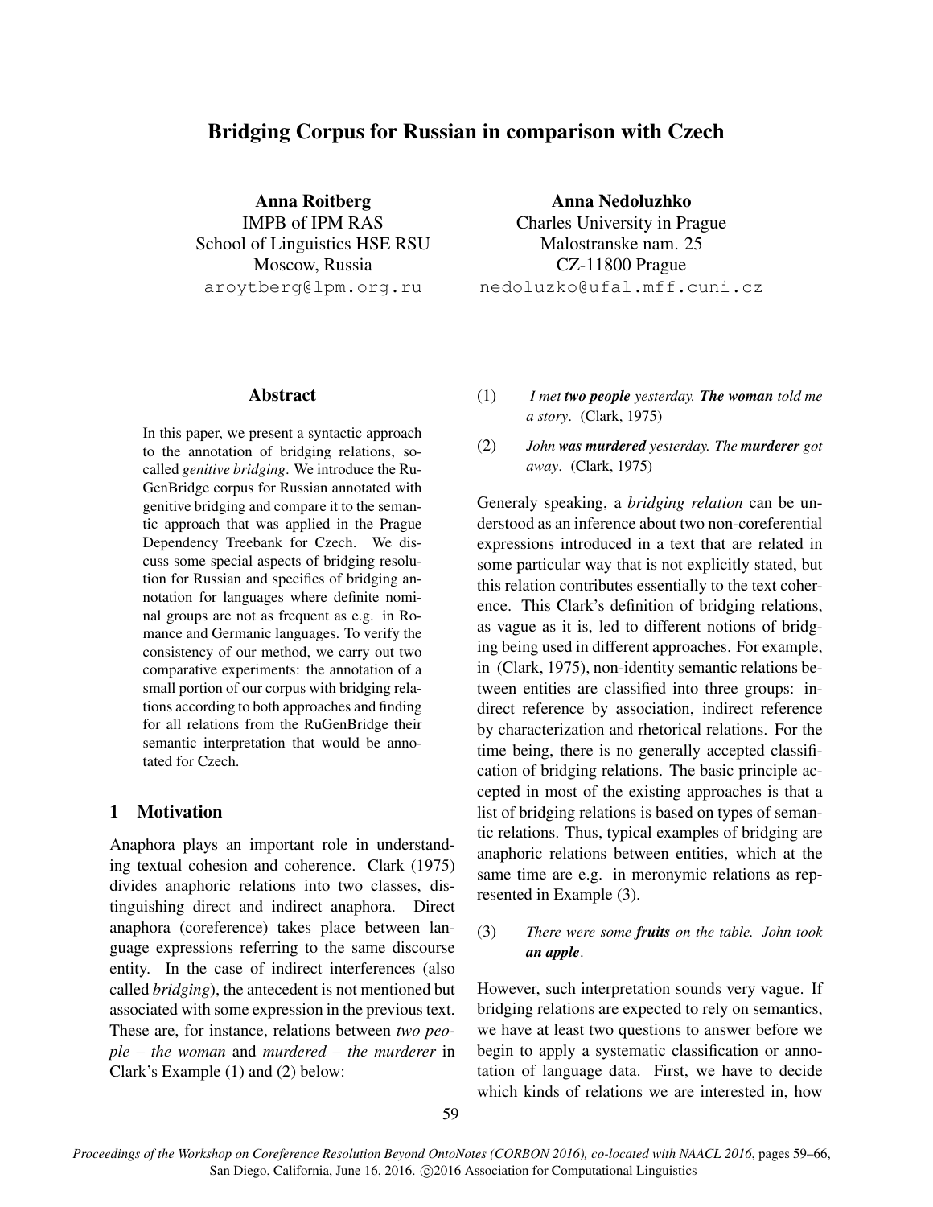# Bridging Corpus for Russian in comparison with Czech

**Anna Roitberg**
IMPB of IPM RAS
School of Linguistics HSE RSU
Moscow, Russia
aroytberg@lpm.org.ru

**Anna Nedoluzhko**
Charles University in Prague
Malostranske nam. 25
CZ-11800 Prague
nedoluzko@ufal.mff.cuni.cz

## Abstract

In this paper, we present a syntactic approach to the annotation of bridging relations, so-called *genitive bridging*. We introduce the RuGenBridge corpus for Russian annotated with genitive bridging and compare it to the semantic approach that was applied in the Prague Dependency Treebank for Czech. We discuss some special aspects of bridging resolution for Russian and specifics of bridging annotation for languages where definite nominal groups are not as frequent as e.g. in Romance and Germanic languages. To verify the consistency of our method, we carry out two comparative experiments: the annotation of a small portion of our corpus with bridging relations according to both approaches and finding for all relations from the RuGenBridge their semantic interpretation that would be annotated for Czech.

## 1 Motivation

Anaphora plays an important role in understanding textual cohesion and coherence. Clark (1975) divides anaphoric relations into two classes, distinguishing direct and indirect anaphora. Direct anaphora (coreference) takes place between language expressions referring to the same discourse entity. In the case of indirect interferences (also called *bridging*), the antecedent is not mentioned but associated with some expression in the previous text. These are, for instance, relations between *two people – the woman* and *murdered – the murderer* in Clark's Example (1) and (2) below:

(1) *I met **two people** yesterday. **The woman** told me a story*. (Clark, 1975)

(2) *John **was murdered** yesterday. The **murderer** got away*. (Clark, 1975)

Generaly speaking, a *bridging relation* can be understood as an inference about two non-coreferential expressions introduced in a text that are related in some particular way that is not explicitly stated, but this relation contributes essentially to the text coherence. This Clark's definition of bridging relations, as vague as it is, led to different notions of bridging being used in different approaches. For example, in (Clark, 1975), non-identity semantic relations between entities are classified into three groups: indirect reference by association, indirect reference by characterization and rhetorical relations. For the time being, there is no generally accepted classification of bridging relations. The basic principle accepted in most of the existing approaches is that a list of bridging relations is based on types of semantic relations. Thus, typical examples of bridging are anaphoric relations between entities, which at the same time are e.g. in meronymic relations as represented in Example (3).

(3) *There were some **fruits** on the table. John took **an apple**.*

However, such interpretation sounds very vague. If bridging relations are expected to rely on semantics, we have at least two questions to answer before we begin to apply a systematic classification or annotation of language data. First, we have to decide which kinds of relations we are interested in, how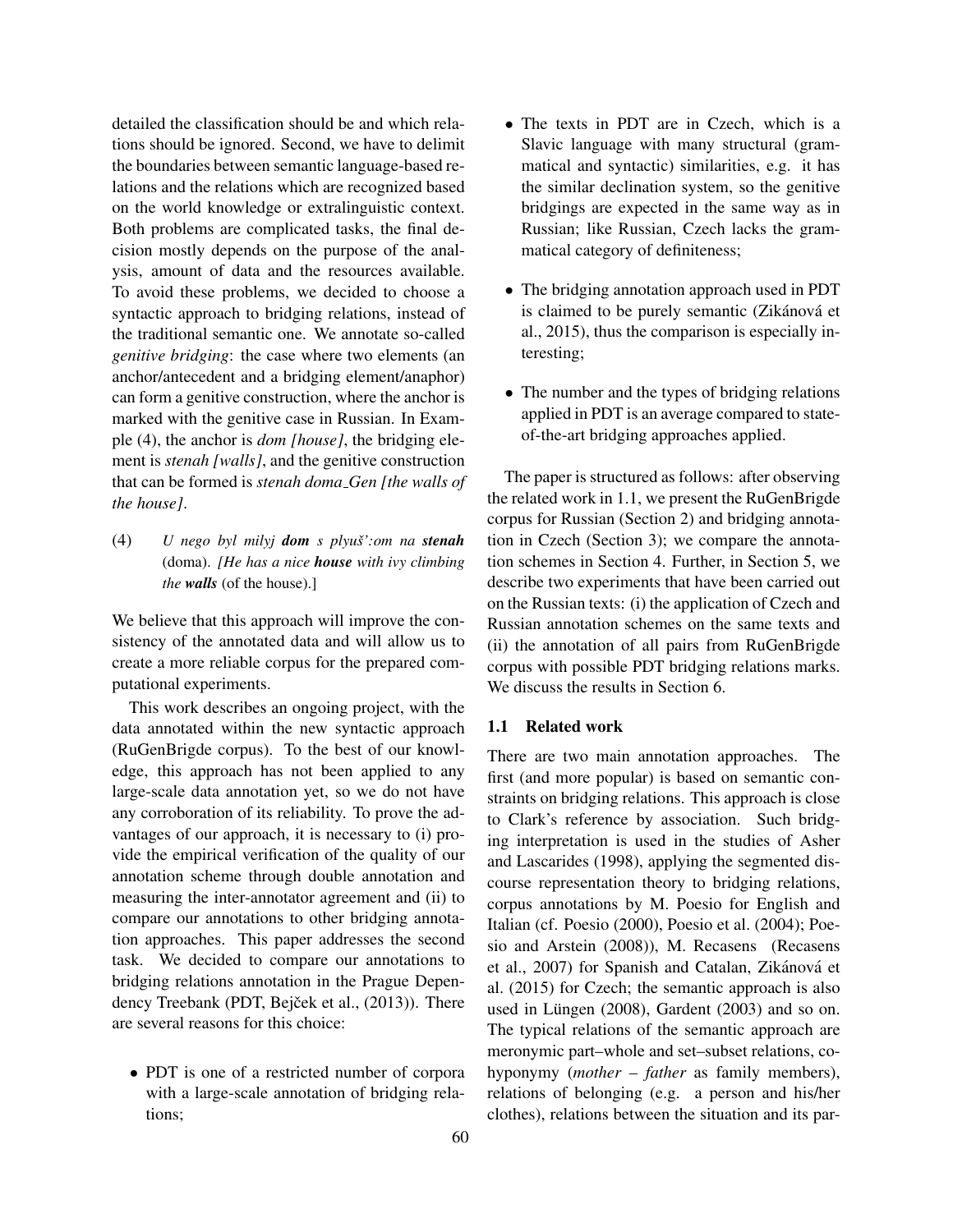detailed the classification should be and which relations should be ignored. Second, we have to delimit the boundaries between semantic language-based relations and the relations which are recognized based on the world knowledge or extralinguistic context. Both problems are complicated tasks, the final decision mostly depends on the purpose of the analysis, amount of data and the resources available. To avoid these problems, we decided to choose a syntactic approach to bridging relations, instead of the traditional semantic one. We annotate so-called *genitive bridging*: the case where two elements (an anchor/antecedent and a bridging element/anaphor) can form a genitive construction, where the anchor is marked with the genitive case in Russian. In Example (4), the anchor is *dom [house]*, the bridging element is *stenah [walls]*, and the genitive construction that can be formed is *stenah doma_Gen [the walls of the house]*.

(4) *U nego byl milyj* ***dom*** *s plyuš':om na* ***stenah*** (doma). *[He has a nice* ***house*** *with ivy climbing the* ***walls*** (of the house).]

We believe that this approach will improve the consistency of the annotated data and will allow us to create a more reliable corpus for the prepared computational experiments.

This work describes an ongoing project, with the data annotated within the new syntactic approach (RuGenBrigde corpus). To the best of our knowledge, this approach has not been applied to any large-scale data annotation yet, so we do not have any corroboration of its reliability. To prove the advantages of our approach, it is necessary to (i) provide the empirical verification of the quality of our annotation scheme through double annotation and measuring the inter-annotator agreement and (ii) to compare our annotations to other bridging annotation approaches. This paper addresses the second task. We decided to compare our annotations to bridging relations annotation in the Prague Dependency Treebank (PDT, Bejček et al., (2013)). There are several reasons for this choice:

- PDT is one of a restricted number of corpora with a large-scale annotation of bridging relations;
- The texts in PDT are in Czech, which is a Slavic language with many structural (grammatical and syntactic) similarities, e.g. it has the similar declination system, so the genitive bridgings are expected in the same way as in Russian; like Russian, Czech lacks the grammatical category of definiteness;
- The bridging annotation approach used in PDT is claimed to be purely semantic (Zikánová et al., 2015), thus the comparison is especially interesting;
- The number and the types of bridging relations applied in PDT is an average compared to state-of-the-art bridging approaches applied.

The paper is structured as follows: after observing the related work in 1.1, we present the RuGenBrigde corpus for Russian (Section 2) and bridging annotation in Czech (Section 3); we compare the annotation schemes in Section 4. Further, in Section 5, we describe two experiments that have been carried out on the Russian texts: (i) the application of Czech and Russian annotation schemes on the same texts and (ii) the annotation of all pairs from RuGenBrigde corpus with possible PDT bridging relations marks. We discuss the results in Section 6.

### 1.1 Related work

There are two main annotation approaches. The first (and more popular) is based on semantic constraints on bridging relations. This approach is close to Clark's reference by association. Such bridging interpretation is used in the studies of Asher and Lascarides (1998), applying the segmented discourse representation theory to bridging relations, corpus annotations by M. Poesio for English and Italian (cf. Poesio (2000), Poesio et al. (2004); Poesio and Arstein (2008)), M. Recasens (Recasens et al., 2007) for Spanish and Catalan, Zikánová et al. (2015) for Czech; the semantic approach is also used in Lüngen (2008), Gardent (2003) and so on. The typical relations of the semantic approach are meronymic part–whole and set–subset relations, cohyponymy (*mother – father* as family members), relations of belonging (e.g. a person and his/her clothes), relations between the situation and its par-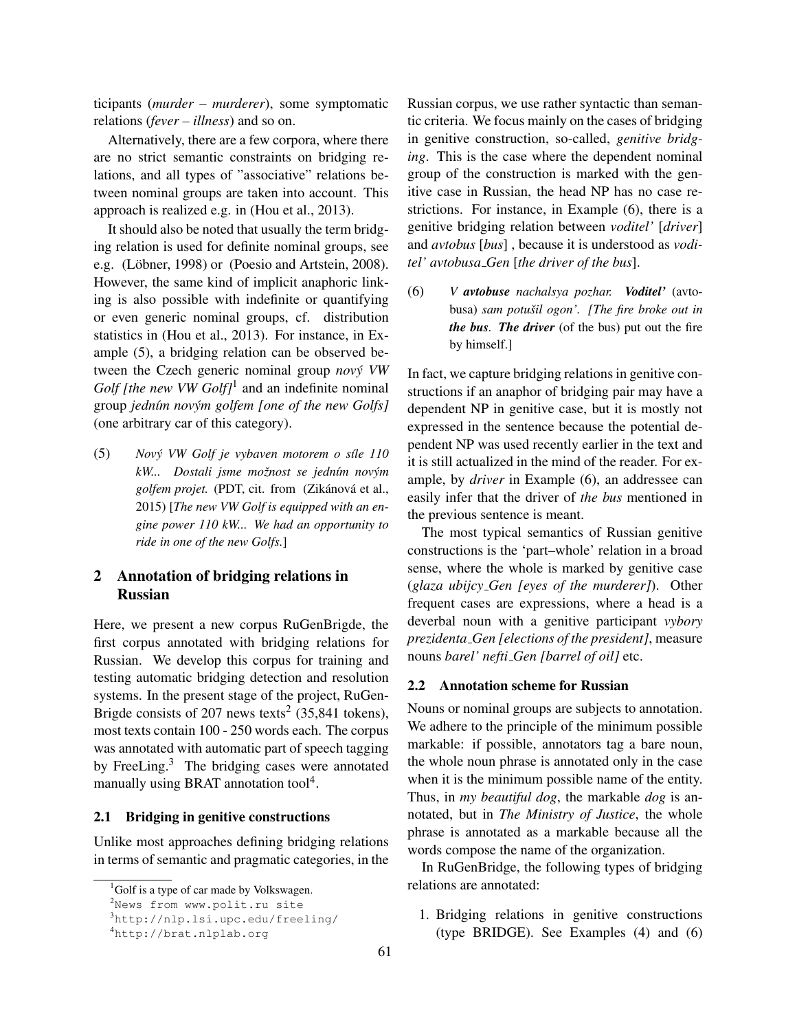ticipants (*murder – murderer*), some symptomatic relations (*fever – illness*) and so on.

Alternatively, there are a few corpora, where there are no strict semantic constraints on bridging relations, and all types of "associative" relations between nominal groups are taken into account. This approach is realized e.g. in (Hou et al., 2013).

It should also be noted that usually the term bridging relation is used for definite nominal groups, see e.g. (Löbner, 1998) or (Poesio and Artstein, 2008). However, the same kind of implicit anaphoric linking is also possible with indefinite or quantifying or even generic nominal groups, cf. distribution statistics in (Hou et al., 2013). For instance, in Example (5), a bridging relation can be observed between the Czech generic nominal group *nový VW Golf [the new VW Golf]*[1] and an indefinite nominal group *jedním novým golfem [one of the new Golfs]* (one arbitrary car of this category).

(5) *Nový VW Golf je vybaven motorem o síle 110 kW... Dostali jsme možnost se jedním novým golfem projet.* (PDT, cit. from (Zikánová et al., 2015) [*The new VW Golf is equipped with an engine power 110 kW... We had an opportunity to ride in one of the new Golfs.*]

## 2 Annotation of bridging relations in Russian

Here, we present a new corpus RuGenBrigde, the first corpus annotated with bridging relations for Russian. We develop this corpus for training and testing automatic bridging detection and resolution systems. In the present stage of the project, RuGenBrigde consists of 207 news texts[2] (35,841 tokens), most texts contain 100 - 250 words each. The corpus was annotated with automatic part of speech tagging by FreeLing.[3] The bridging cases were annotated manually using BRAT annotation tool[4].

### 2.1 Bridging in genitive constructions

Unlike most approaches defining bridging relations in terms of semantic and pragmatic categories, in the Russian corpus, we use rather syntactic than semantic criteria. We focus mainly on the cases of bridging in genitive construction, so-called, *genitive bridging*. This is the case where the dependent nominal group of the construction is marked with the genitive case in Russian, the head NP has no case restrictions. For instance, in Example (6), there is a genitive bridging relation between *voditel'* [*driver*] and *avtobus* [*bus*] , because it is understood as *voditel' avtobusa_Gen* [*the driver of the bus*].

(6) *V **avtobuse** nachalsya pozhar. **Voditel'*** (avtobusa) *sam potušil ogon'. [The fire broke out in **the bus**. **The driver*** (of the bus) put out the fire by himself.]

In fact, we capture bridging relations in genitive constructions if an anaphor of bridging pair may have a dependent NP in genitive case, but it is mostly not expressed in the sentence because the potential dependent NP was used recently earlier in the text and it is still actualized in the mind of the reader. For example, by *driver* in Example (6), an addressee can easily infer that the driver of *the bus* mentioned in the previous sentence is meant.

The most typical semantics of Russian genitive constructions is the 'part–whole' relation in a broad sense, where the whole is marked by genitive case (*glaza ubijcy_Gen [eyes of the murderer]*). Other frequent cases are expressions, where a head is a deverbal noun with a genitive participant *vybory prezidenta_Gen [elections of the president]*, measure nouns *barel' nefti_Gen [barrel of oil]* etc.

### 2.2 Annotation scheme for Russian

Nouns or nominal groups are subjects to annotation. We adhere to the principle of the minimum possible markable: if possible, annotators tag a bare noun, the whole noun phrase is annotated only in the case when it is the minimum possible name of the entity. Thus, in *my beautiful dog*, the markable *dog* is annotated, but in *The Ministry of Justice*, the whole phrase is annotated as a markable because all the words compose the name of the organization.

In RuGenBridge, the following types of bridging relations are annotated:

1. Bridging relations in genitive constructions (type BRIDGE). See Examples (4) and (6)

[1] Golf is a type of car made by Volkswagen.

[2] News from www.polit.ru site

[3] http://nlp.lsi.upc.edu/freeling/

[4] http://brat.nlplab.org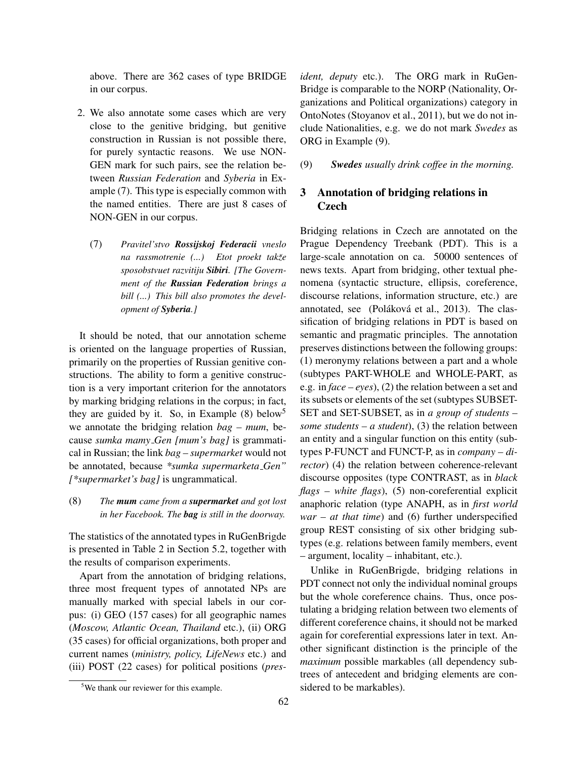above. There are 362 cases of type BRIDGE in our corpus.

2. We also annotate some cases which are very close to the genitive bridging, but genitive construction in Russian is not possible there, for purely syntactic reasons. We use NON-GEN mark for such pairs, see the relation between *Russian Federation* and *Syberia* in Example (7). This type is especially common with the named entities. There are just 8 cases of NON-GEN in our corpus.

   (7) *Pravitel'stvo **Rossijskoj Federacii** vneslo na rassmotrenie (...) Etot proekt takže sposobstvuet razvitiju **Sibiri**. [The Government of the **Russian Federation** brings a bill (...) This bill also promotes the development of **Syberia**.]*

It should be noted, that our annotation scheme is oriented on the language properties of Russian, primarily on the properties of Russian genitive constructions. The ability to form a genitive construction is a very important criterion for the annotators by marking bridging relations in the corpus; in fact, they are guided by it. So, in Example (8) below[5] we annotate the bridging relation *bag – mum*, because *sumka mamy_Gen [mum's bag]* is grammatical in Russian; the link *bag – supermarket* would not be annotated, because *\*sumka supermarketa_Gen" [\*supermarket's bag]* is ungrammatical.

(8) *The **mum** came from a **supermarket** and got lost in her Facebook. The **bag** is still in the doorway.*

The statistics of the annotated types in RuGenBrigde is presented in Table 2 in Section 5.2, together with the results of comparison experiments.

Apart from the annotation of bridging relations, three most frequent types of annotated NPs are manually marked with special labels in our corpus: (i) GEO (157 cases) for all geographic names (*Moscow, Atlantic Ocean, Thailand* etc.), (ii) ORG (35 cases) for official organizations, both proper and current names (*ministry, policy, LifeNews* etc.) and (iii) POST (22 cases) for political positions (*president, deputy* etc.). The ORG mark in RuGenBridge is comparable to the NORP (Nationality, Organizations and Political organizations) category in OntoNotes (Stoyanov et al., 2011), but we do not include Nationalities, e.g. we do not mark *Swedes* as ORG in Example (9).

(9) ***Swedes** usually drink coffee in the morning.*

## 3 Annotation of bridging relations in Czech

Bridging relations in Czech are annotated on the Prague Dependency Treebank (PDT). This is a large-scale annotation on ca. 50000 sentences of news texts. Apart from bridging, other textual phenomena (syntactic structure, ellipsis, coreference, discourse relations, information structure, etc.) are annotated, see (Poláková et al., 2013). The classification of bridging relations in PDT is based on semantic and pragmatic principles. The annotation preserves distinctions between the following groups: (1) meronymy relations between a part and a whole (subtypes PART-WHOLE and WHOLE-PART, as e.g. in *face – eyes*), (2) the relation between a set and its subsets or elements of the set (subtypes SUBSET-SET and SET-SUBSET, as in *a group of students – some students – a student*), (3) the relation between an entity and a singular function on this entity (subtypes P-FUNCT and FUNCT-P, as in *company – director*) (4) the relation between coherence-relevant discourse opposites (type CONTRAST, as in *black flags – white flags*), (5) non-coreferential explicit anaphoric relation (type ANAPH, as in *first world war – at that time*) and (6) further underspecified group REST consisting of six other bridging subtypes (e.g. relations between family members, event – argument, locality – inhabitant, etc.).

Unlike in RuGenBrigde, bridging relations in PDT connect not only the individual nominal groups but the whole coreference chains. Thus, once postulating a bridging relation between two elements of different coreference chains, it should not be marked again for coreferential expressions later in text. Another significant distinction is the principle of the *maximum* possible markables (all dependency subtrees of antecedent and bridging elements are considered to be markables).

[5] We thank our reviewer for this example.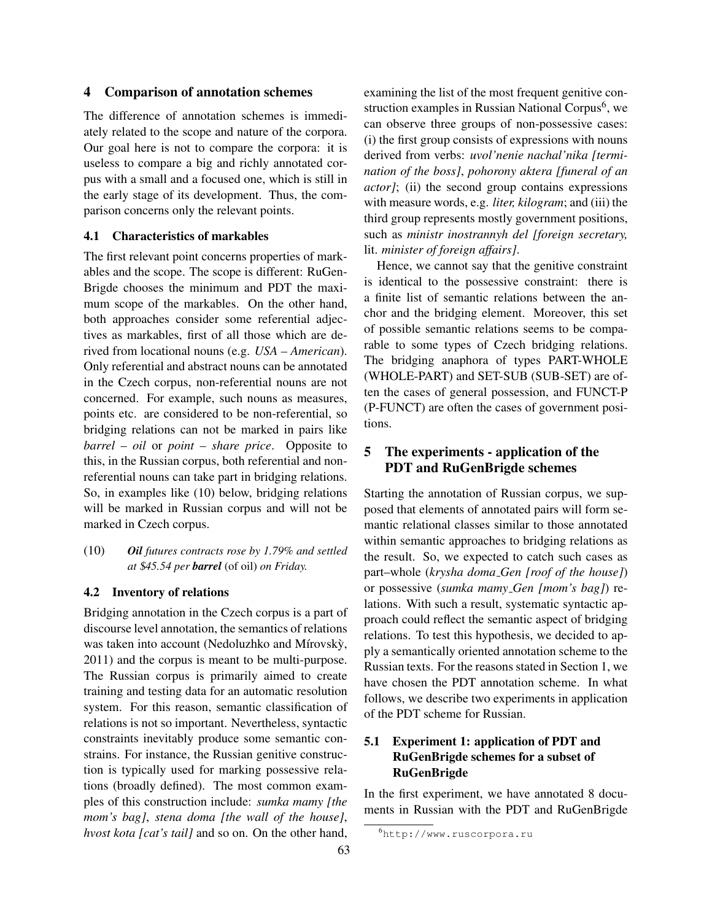## 4 Comparison of annotation schemes

The difference of annotation schemes is immediately related to the scope and nature of the corpora. Our goal here is not to compare the corpora: it is useless to compare a big and richly annotated corpus with a small and a focused one, which is still in the early stage of its development. Thus, the comparison concerns only the relevant points.

### 4.1 Characteristics of markables

The first relevant point concerns properties of markables and the scope. The scope is different: RuGenBrigde chooses the minimum and PDT the maximum scope of the markables. On the other hand, both approaches consider some referential adjectives as markables, first of all those which are derived from locational nouns (e.g. *USA – American*). Only referential and abstract nouns can be annotated in the Czech corpus, non-referential nouns are not concerned. For example, such nouns as measures, points etc. are considered to be non-referential, so bridging relations can not be marked in pairs like *barrel – oil* or *point – share price*. Opposite to this, in the Russian corpus, both referential and non-referential nouns can take part in bridging relations. So, in examples like (10) below, bridging relations will be marked in Russian corpus and will not be marked in Czech corpus.

(10) ***Oil** futures contracts rose by 1.79% and settled at $45.54 per **barrel*** (of oil) *on Friday.*

### 4.2 Inventory of relations

Bridging annotation in the Czech corpus is a part of discourse level annotation, the semantics of relations was taken into account (Nedoluzhko and Mírovskỳ, 2011) and the corpus is meant to be multi-purpose. The Russian corpus is primarily aimed to create training and testing data for an automatic resolution system. For this reason, semantic classification of relations is not so important. Nevertheless, syntactic constraints inevitably produce some semantic constrains. For instance, the Russian genitive construction is typically used for marking possessive relations (broadly defined). The most common examples of this construction include: *sumka mamy [the mom's bag]*, *stena doma [the wall of the house]*, *hvost kota [cat's tail]* and so on. On the other hand, examining the list of the most frequent genitive construction examples in Russian National Corpus[6], we can observe three groups of non-possessive cases: (i) the first group consists of expressions with nouns derived from verbs: *uvol'nenie nachal'nika [termination of the boss]*, *pohorony aktera [funeral of an actor]*; (ii) the second group contains expressions with measure words, e.g. *liter, kilogram*; and (iii) the third group represents mostly government positions, such as *ministr inostrannyh del [foreign secretary,* lit. *minister of foreign affairs]*.

Hence, we cannot say that the genitive constraint is identical to the possessive constraint: there is a finite list of semantic relations between the anchor and the bridging element. Moreover, this set of possible semantic relations seems to be comparable to some types of Czech bridging relations. The bridging anaphora of types PART-WHOLE (WHOLE-PART) and SET-SUB (SUB-SET) are often the cases of general possession, and FUNCT-P (P-FUNCT) are often the cases of government positions.

## 5 The experiments - application of the PDT and RuGenBrigde schemes

Starting the annotation of Russian corpus, we supposed that elements of annotated pairs will form semantic relational classes similar to those annotated within semantic approaches to bridging relations as the result. So, we expected to catch such cases as part–whole (*krysha doma_Gen [roof of the house]*) or possessive (*sumka mamy_Gen [mom's bag]*) relations. With such a result, systematic syntactic approach could reflect the semantic aspect of bridging relations. To test this hypothesis, we decided to apply a semantically oriented annotation scheme to the Russian texts. For the reasons stated in Section 1, we have chosen the PDT annotation scheme. In what follows, we describe two experiments in application of the PDT scheme for Russian.

### 5.1 Experiment 1: application of PDT and RuGenBrigde schemes for a subset of RuGenBrigde

In the first experiment, we have annotated 8 documents in Russian with the PDT and RuGenBrigde

[6] http://www.ruscorpora.ru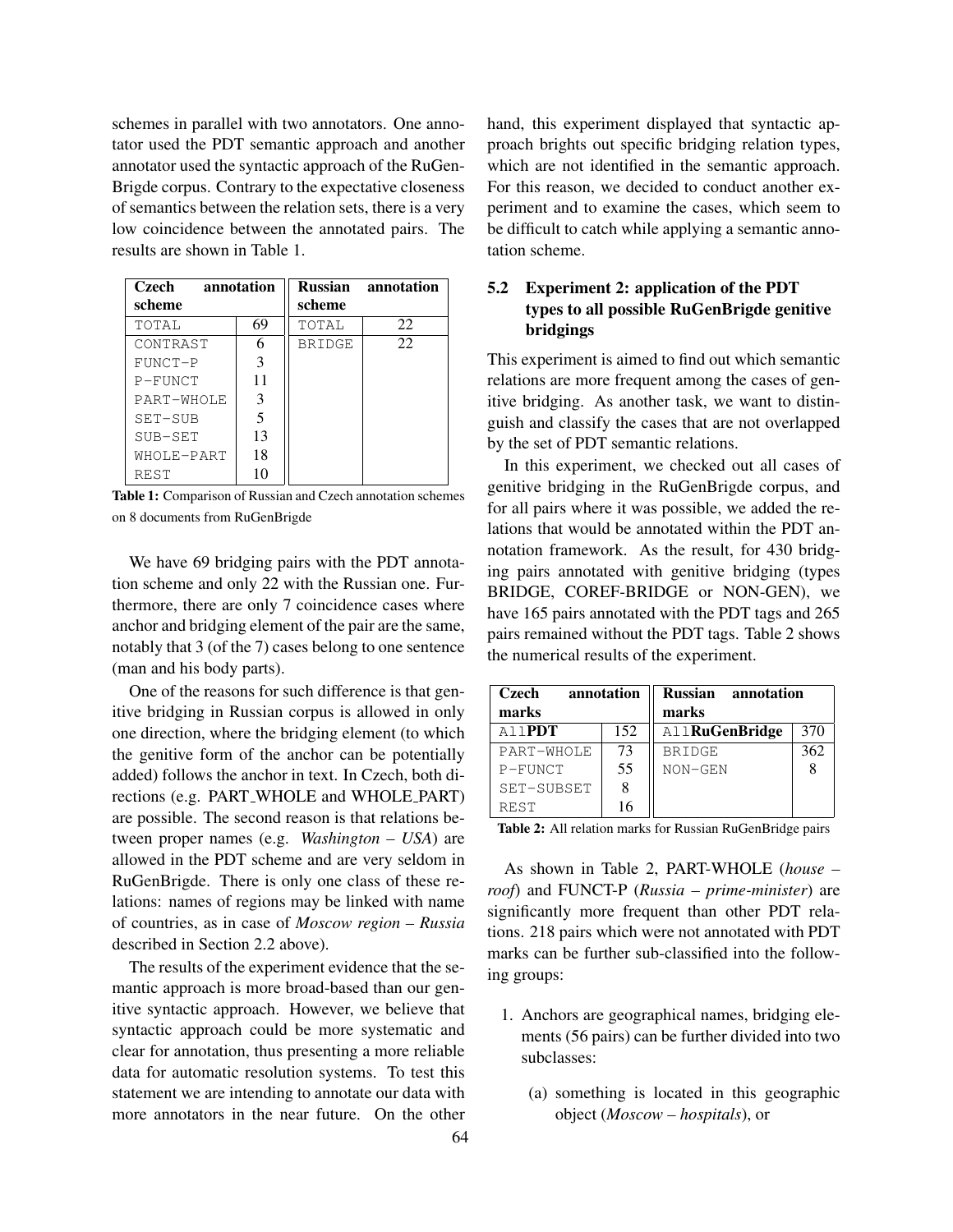schemes in parallel with two annotators. One annotator used the PDT semantic approach and another annotator used the syntactic approach of the RuGenBrigde corpus. Contrary to the expectative closeness of semantics between the relation sets, there is a very low coincidence between the annotated pairs. The results are shown in Table 1.

| **Czech annotation scheme** | | **Russian annotation scheme** | |
|---|---|---|---|
| TOTAL | 69 | TOTAL | 22 |
| CONTRAST | 6 | BRIDGE | 22 |
| FUNCT-P | 3 | | |
| P-FUNCT | 11 | | |
| PART-WHOLE | 3 | | |
| SET-SUB | 5 | | |
| SUB-SET | 13 | | |
| WHOLE-PART | 18 | | |
| REST | 10 | | |

**Table 1:** Comparison of Russian and Czech annotation schemes on 8 documents from RuGenBrigde

We have 69 bridging pairs with the PDT annotation scheme and only 22 with the Russian one. Furthermore, there are only 7 coincidence cases where anchor and bridging element of the pair are the same, notably that 3 (of the 7) cases belong to one sentence (man and his body parts).

One of the reasons for such difference is that genitive bridging in Russian corpus is allowed in only one direction, where the bridging element (to which the genitive form of the anchor can be potentially added) follows the anchor in text. In Czech, both directions (e.g. PART_WHOLE and WHOLE_PART) are possible. The second reason is that relations between proper names (e.g. *Washington – USA*) are allowed in the PDT scheme and are very seldom in RuGenBrigde. There is only one class of these relations: names of regions may be linked with name of countries, as in case of *Moscow region – Russia* described in Section 2.2 above).

The results of the experiment evidence that the semantic approach is more broad-based than our genitive syntactic approach. However, we believe that syntactic approach could be more systematic and clear for annotation, thus presenting a more reliable data for automatic resolution systems. To test this statement we are intending to annotate our data with more annotators in the near future. On the other hand, this experiment displayed that syntactic approach brights out specific bridging relation types, which are not identified in the semantic approach. For this reason, we decided to conduct another experiment and to examine the cases, which seem to be difficult to catch while applying a semantic annotation scheme.

### 5.2 Experiment 2: application of the PDT types to all possible RuGenBrigde genitive bridgings

This experiment is aimed to find out which semantic relations are more frequent among the cases of genitive bridging. As another task, we want to distinguish and classify the cases that are not overlapped by the set of PDT semantic relations.

In this experiment, we checked out all cases of genitive bridging in the RuGenBrigde corpus, and for all pairs where it was possible, we added the relations that would be annotated within the PDT annotation framework. As the result, for 430 bridging pairs annotated with genitive bridging (types BRIDGE, COREF-BRIDGE or NON-GEN), we have 165 pairs annotated with the PDT tags and 265 pairs remained without the PDT tags. Table 2 shows the numerical results of the experiment.

| **Czech annotation marks** | | **Russian annotation marks** | |
|---|---|---|---|
| All**PDT** | 152 | All**RuGenBridge** | 370 |
| PART-WHOLE | 73 | BRIDGE | 362 |
| P-FUNCT | 55 | NON-GEN | 8 |
| SET-SUBSET | 8 | | |
| REST | 16 | | |

**Table 2:** All relation marks for Russian RuGenBridge pairs

As shown in Table 2, PART-WHOLE (*house – roof*) and FUNCT-P (*Russia – prime-minister*) are significantly more frequent than other PDT relations. 218 pairs which were not annotated with PDT marks can be further sub-classified into the following groups:

1. Anchors are geographical names, bridging elements (56 pairs) can be further divided into two subclasses:
   (a) something is located in this geographic object (*Moscow – hospitals*), or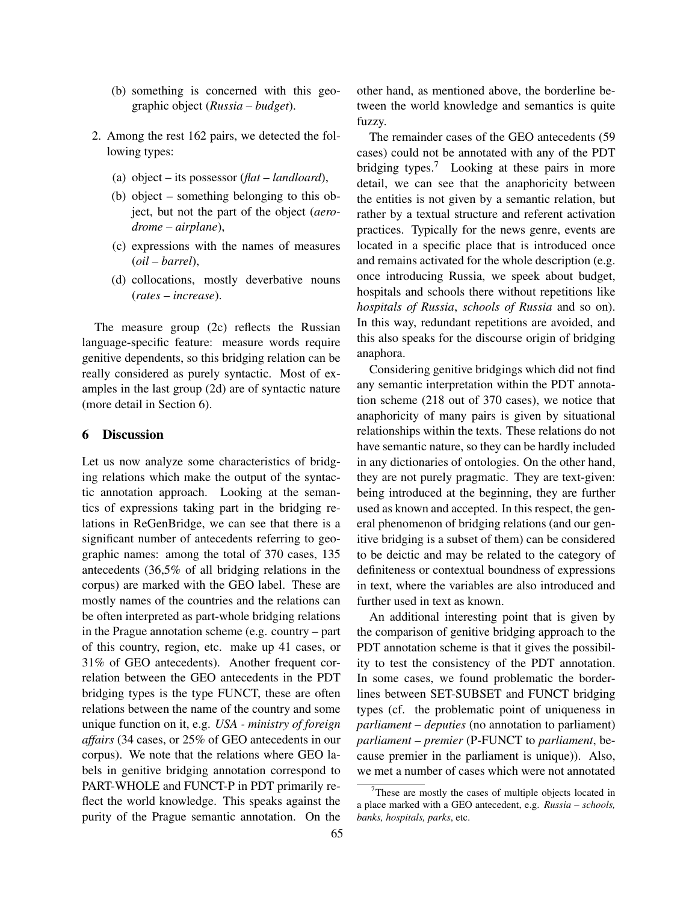(b) something is concerned with this geographic object (*Russia – budget*).

2. Among the rest 162 pairs, we detected the following types:

   (a) object – its possessor (*flat – landloard*),

   (b) object – something belonging to this object, but not the part of the object (*aerodrome – airplane*),

   (c) expressions with the names of measures (*oil – barrel*),

   (d) collocations, mostly deverbative nouns (*rates – increase*).

The measure group (2c) reflects the Russian language-specific feature: measure words require genitive dependents, so this bridging relation can be really considered as purely syntactic. Most of examples in the last group (2d) are of syntactic nature (more detail in Section 6).

## 6 Discussion

Let us now analyze some characteristics of bridging relations which make the output of the syntactic annotation approach. Looking at the semantics of expressions taking part in the bridging relations in ReGenBridge, we can see that there is a significant number of antecedents referring to geographic names: among the total of 370 cases, 135 antecedents (36,5% of all bridging relations in the corpus) are marked with the GEO label. These are mostly names of the countries and the relations can be often interpreted as part-whole bridging relations in the Prague annotation scheme (e.g. country – part of this country, region, etc. make up 41 cases, or 31% of GEO antecedents). Another frequent correlation between the GEO antecedents in the PDT bridging types is the type FUNCT, these are often relations between the name of the country and some unique function on it, e.g. *USA - ministry of foreign affairs* (34 cases, or 25% of GEO antecedents in our corpus). We note that the relations where GEO labels in genitive bridging annotation correspond to PART-WHOLE and FUNCT-P in PDT primarily reflect the world knowledge. This speaks against the purity of the Prague semantic annotation. On the other hand, as mentioned above, the borderline between the world knowledge and semantics is quite fuzzy.

The remainder cases of the GEO antecedents (59 cases) could not be annotated with any of the PDT bridging types.[7] Looking at these pairs in more detail, we can see that the anaphoricity between the entities is not given by a semantic relation, but rather by a textual structure and referent activation practices. Typically for the news genre, events are located in a specific place that is introduced once and remains activated for the whole description (e.g. once introducing Russia, we speek about budget, hospitals and schools there without repetitions like *hospitals of Russia*, *schools of Russia* and so on). In this way, redundant repetitions are avoided, and this also speaks for the discourse origin of bridging anaphora.

Considering genitive bridgings which did not find any semantic interpretation within the PDT annotation scheme (218 out of 370 cases), we notice that anaphoricity of many pairs is given by situational relationships within the texts. These relations do not have semantic nature, so they can be hardly included in any dictionaries of ontologies. On the other hand, they are not purely pragmatic. They are text-given: being introduced at the beginning, they are further used as known and accepted. In this respect, the general phenomenon of bridging relations (and our genitive bridging is a subset of them) can be considered to be deictic and may be related to the category of definiteness or contextual boundness of expressions in text, where the variables are also introduced and further used in text as known.

An additional interesting point that is given by the comparison of genitive bridging approach to the PDT annotation scheme is that it gives the possibility to test the consistency of the PDT annotation. In some cases, we found problematic the borderlines between SET-SUBSET and FUNCT bridging types (cf. the problematic point of uniqueness in *parliament – deputies* (no annotation to parliament) *parliament – premier* (P-FUNCT to *parliament*, because premier in the parliament is unique)). Also, we met a number of cases which were not annotated

[7] These are mostly the cases of multiple objects located in a place marked with a GEO antecedent, e.g. *Russia – schools, banks, hospitals, parks*, etc.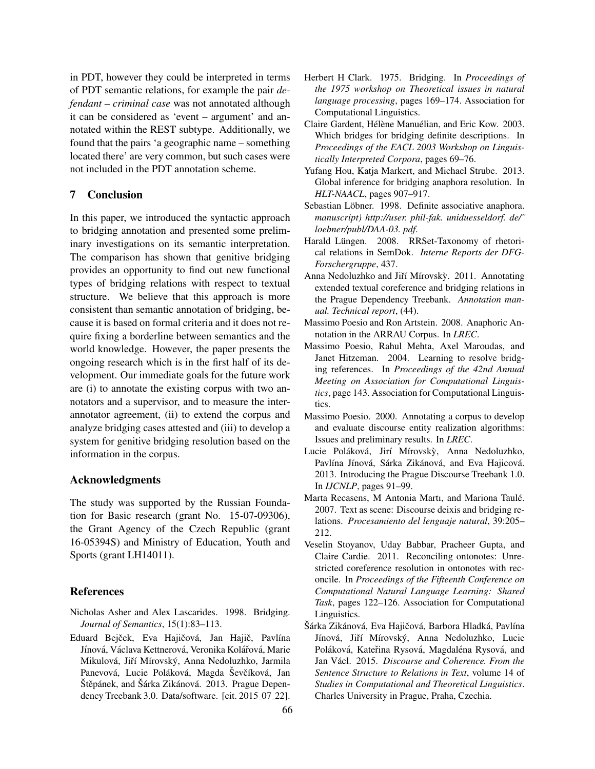in PDT, however they could be interpreted in terms of PDT semantic relations, for example the pair *defendant – criminal case* was not annotated although it can be considered as 'event – argument' and annotated within the REST subtype. Additionally, we found that the pairs 'a geographic name – something located there' are very common, but such cases were not included in the PDT annotation scheme.

## 7 Conclusion

In this paper, we introduced the syntactic approach to bridging annotation and presented some preliminary investigations on its semantic interpretation. The comparison has shown that genitive bridging provides an opportunity to find out new functional types of bridging relations with respect to textual structure. We believe that this approach is more consistent than semantic annotation of bridging, because it is based on formal criteria and it does not require fixing a borderline between semantics and the world knowledge. However, the paper presents the ongoing research which is in the first half of its development. Our immediate goals for the future work are (i) to annotate the existing corpus with two annotators and a supervisor, and to measure the inter-annotator agreement, (ii) to extend the corpus and analyze bridging cases attested and (iii) to develop a system for genitive bridging resolution based on the information in the corpus.

## Acknowledgments

The study was supported by the Russian Foundation for Basic research (grant No. 15-07-09306), the Grant Agency of the Czech Republic (grant 16-05394S) and Ministry of Education, Youth and Sports (grant LH14011).

## References

Nicholas Asher and Alex Lascarides. 1998. Bridging. *Journal of Semantics*, 15(1):83–113.

Eduard Bejček, Eva Hajičová, Jan Hajič, Pavlína Jínová, Václava Kettnerová, Veronika Kolářová, Marie Mikulová, Jiří Mírovský, Anna Nedoluzhko, Jarmila Panevová, Lucie Poláková, Magda Ševčíková, Jan Štěpánek, and Šárka Zikánová. 2013. Prague Dependency Treebank 3.0. Data/software. [cit. 2015_07_22].

Herbert H Clark. 1975. Bridging. In *Proceedings of the 1975 workshop on Theoretical issues in natural language processing*, pages 169–174. Association for Computational Linguistics.

Claire Gardent, Hélène Manuélian, and Eric Kow. 2003. Which bridges for bridging definite descriptions. In *Proceedings of the EACL 2003 Workshop on Linguistically Interpreted Corpora*, pages 69–76.

Yufang Hou, Katja Markert, and Michael Strube. 2013. Global inference for bridging anaphora resolution. In *HLT-NAACL*, pages 907–917.

Sebastian Löbner. 1998. Definite associative anaphora. *manuscript) http://user. phil-fak. uniduesseldorf. de/˜ loebner/publ/DAA-03. pdf.*

Harald Lüngen. 2008. RRSet-Taxonomy of rhetorical relations in SemDok. *Interne Reports der DFG-Forschergruppe*, 437.

Anna Nedoluzhko and Jiří Mírovskỳ. 2011. Annotating extended textual coreference and bridging relations in the Prague Dependency Treebank. *Annotation manual. Technical report*, (44).

Massimo Poesio and Ron Artstein. 2008. Anaphoric Annotation in the ARRAU Corpus. In *LREC*.

Massimo Poesio, Rahul Mehta, Axel Maroudas, and Janet Hitzeman. 2004. Learning to resolve bridging references. In *Proceedings of the 42nd Annual Meeting on Association for Computational Linguistics*, page 143. Association for Computational Linguistics.

Massimo Poesio. 2000. Annotating a corpus to develop and evaluate discourse entity realization algorithms: Issues and preliminary results. In *LREC*.

Lucie Poláková, Jirí Mírovskỳ, Anna Nedoluzhko, Pavlína Jínová, Šárka Zikánová, and Eva Hajicová. 2013. Introducing the Prague Discourse Treebank 1.0. In *IJCNLP*, pages 91–99.

Marta Recasens, M Antonia Martı, and Mariona Taulé. 2007. Text as scene: Discourse deixis and bridging relations. *Procesamiento del lenguaje natural*, 39:205–212.

Veselin Stoyanov, Uday Babbar, Pracheer Gupta, and Claire Cardie. 2011. Reconciling ontonotes: Unrestricted coreference resolution in ontonotes with reconcile. In *Proceedings of the Fifteenth Conference on Computational Natural Language Learning: Shared Task*, pages 122–126. Association for Computational Linguistics.

Šárka Zikánová, Eva Hajičová, Barbora Hladká, Pavlína Jínová, Jiří Mírovský, Anna Nedoluzhko, Lucie Poláková, Kateřina Rysová, Magdaléna Rysová, and Jan Václ. 2015. *Discourse and Coherence. From the Sentence Structure to Relations in Text*, volume 14 of *Studies in Computational and Theoretical Linguistics*. Charles University in Prague, Praha, Czechia.